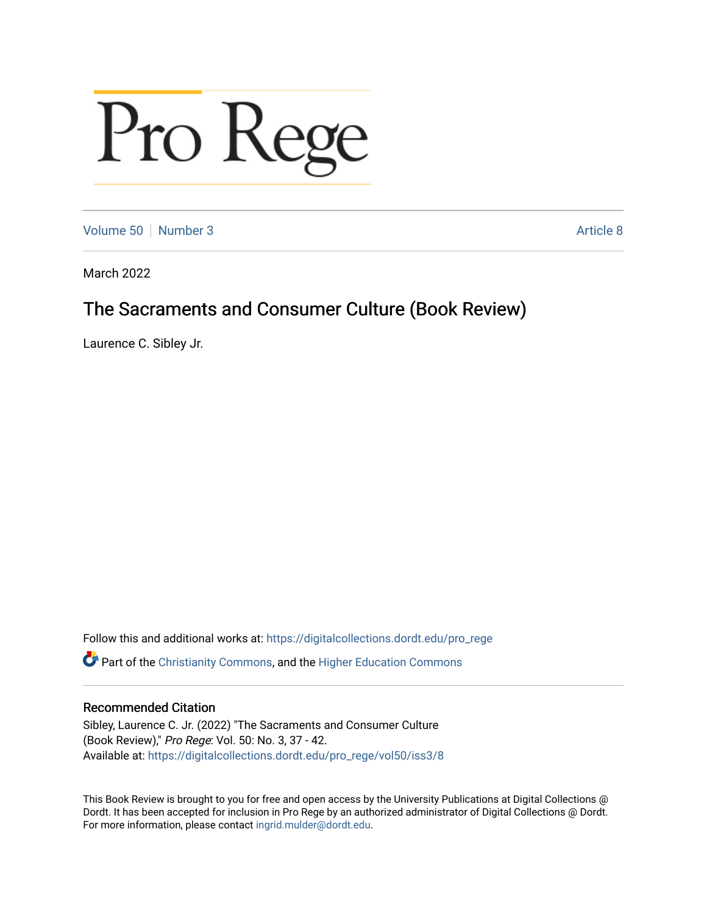# Pro Rege

Volume 50 | Number 3 | Article 8

March 2022

## The Sacraments and Consumer Culture (Book Review)

Laurence C. Sibley Jr.

Follow this and additional works at: https://digitalcollections.dordt.edu/pro_rege

Part of the Christianity Commons, and the Higher Education Commons

### Recommended Citation

Sibley, Laurence C. Jr. (2022) "The Sacraments and Consumer Culture (Book Review)," *Pro Rege*: Vol. 50: No. 3, 37 - 42.
Available at: https://digitalcollections.dordt.edu/pro_rege/vol50/iss3/8

This Book Review is brought to you for free and open access by the University Publications at Digital Collections @ Dordt. It has been accepted for inclusion in Pro Rege by an authorized administrator of Digital Collections @ Dordt. For more information, please contact ingrid.mulder@dordt.edu.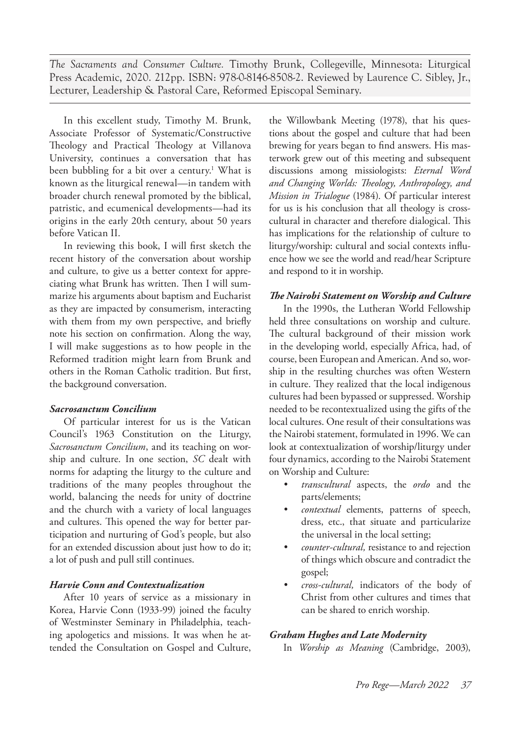*The Sacraments and Consumer Culture.* Timothy Brunk, Collegeville, Minnesota: Liturgical Press Academic, 2020. 212pp. ISBN: 978-0-8146-8508-2. Reviewed by Laurence C. Sibley, Jr., Lecturer, Leadership & Pastoral Care, Reformed Episcopal Seminary.

In this excellent study, Timothy M. Brunk, Associate Professor of Systematic/Constructive Theology and Practical Theology at Villanova University, continues a conversation that has been bubbling for a bit over a century.[1] What is known as the liturgical renewal—in tandem with broader church renewal promoted by the biblical, patristic, and ecumenical developments—had its origins in the early 20th century, about 50 years before Vatican II.

In reviewing this book, I will first sketch the recent history of the conversation about worship and culture, to give us a better context for appreciating what Brunk has written. Then I will summarize his arguments about baptism and Eucharist as they are impacted by consumerism, interacting with them from my own perspective, and briefly note his section on confirmation. Along the way, I will make suggestions as to how people in the Reformed tradition might learn from Brunk and others in the Roman Catholic tradition. But first, the background conversation.

### *Sacrosanctum Concilium*

Of particular interest for us is the Vatican Council's 1963 Constitution on the Liturgy, *Sacrosanctum Concilium*, and its teaching on worship and culture. In one section, *SC* dealt with norms for adapting the liturgy to the culture and traditions of the many peoples throughout the world, balancing the needs for unity of doctrine and the church with a variety of local languages and cultures. This opened the way for better participation and nurturing of God's people, but also for an extended discussion about just how to do it; a lot of push and pull still continues.

### *Harvie Conn and Contextualization*

After 10 years of service as a missionary in Korea, Harvie Conn (1933-99) joined the faculty of Westminster Seminary in Philadelphia, teaching apologetics and missions. It was when he attended the Consultation on Gospel and Culture, the Willowbank Meeting (1978), that his questions about the gospel and culture that had been brewing for years began to find answers. His masterwork grew out of this meeting and subsequent discussions among missiologists: *Eternal Word and Changing Worlds: Theology, Anthropology, and Mission in Trialogue* (1984). Of particular interest for us is his conclusion that all theology is cross-cultural in character and therefore dialogical. This has implications for the relationship of culture to liturgy/worship: cultural and social contexts influence how we see the world and read/hear Scripture and respond to it in worship.

### *The Nairobi Statement on Worship and Culture*

In the 1990s, the Lutheran World Fellowship held three consultations on worship and culture. The cultural background of their mission work in the developing world, especially Africa, had, of course, been European and American. And so, worship in the resulting churches was often Western in culture. They realized that the local indigenous cultures had been bypassed or suppressed. Worship needed to be recontextualized using the gifts of the local cultures. One result of their consultations was the Nairobi statement, formulated in 1996. We can look at contextualization of worship/liturgy under four dynamics, according to the Nairobi Statement on Worship and Culture:

- *transcultural* aspects, the *ordo* and the parts/elements;
- *contextual* elements, patterns of speech, dress, etc., that situate and particularize the universal in the local setting;
- *counter-cultural,* resistance to and rejection of things which obscure and contradict the gospel;
- *cross-cultural,* indicators of the body of Christ from other cultures and times that can be shared to enrich worship.

### *Graham Hughes and Late Modernity*

In *Worship as Meaning* (Cambridge, 2003),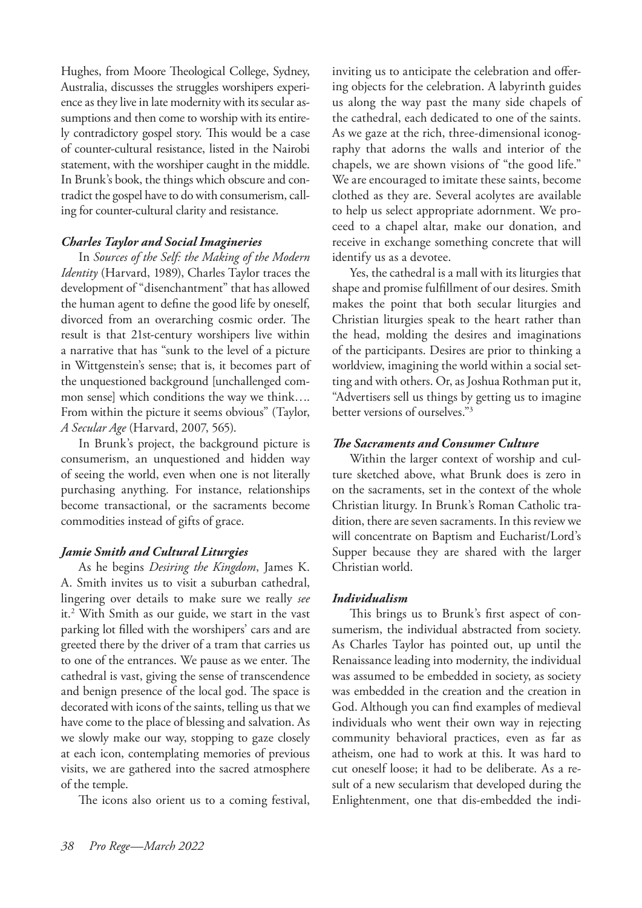Hughes, from Moore Theological College, Sydney, Australia, discusses the struggles worshipers experience as they live in late modernity with its secular assumptions and then come to worship with its entirely contradictory gospel story. This would be a case of counter-cultural resistance, listed in the Nairobi statement, with the worshiper caught in the middle. In Brunk's book, the things which obscure and contradict the gospel have to do with consumerism, calling for counter-cultural clarity and resistance.

### *Charles Taylor and Social Imagineries*

In *Sources of the Self: the Making of the Modern Identity* (Harvard, 1989), Charles Taylor traces the development of "disenchantment" that has allowed the human agent to define the good life by oneself, divorced from an overarching cosmic order. The result is that 21st-century worshipers live within a narrative that has "sunk to the level of a picture in Wittgenstein's sense; that is, it becomes part of the unquestioned background [unchallenged common sense] which conditions the way we think…. From within the picture it seems obvious" (Taylor, *A Secular Age* (Harvard, 2007, 565).

In Brunk's project, the background picture is consumerism, an unquestioned and hidden way of seeing the world, even when one is not literally purchasing anything. For instance, relationships become transactional, or the sacraments become commodities instead of gifts of grace.

### *Jamie Smith and Cultural Liturgies*

As he begins *Desiring the Kingdom*, James K. A. Smith invites us to visit a suburban cathedral, lingering over details to make sure we really *see* it.[2] With Smith as our guide, we start in the vast parking lot filled with the worshipers' cars and are greeted there by the driver of a tram that carries us to one of the entrances. We pause as we enter. The cathedral is vast, giving the sense of transcendence and benign presence of the local god. The space is decorated with icons of the saints, telling us that we have come to the place of blessing and salvation. As we slowly make our way, stopping to gaze closely at each icon, contemplating memories of previous visits, we are gathered into the sacred atmosphere of the temple.

The icons also orient us to a coming festival, inviting us to anticipate the celebration and offering objects for the celebration. A labyrinth guides us along the way past the many side chapels of the cathedral, each dedicated to one of the saints. As we gaze at the rich, three-dimensional iconography that adorns the walls and interior of the chapels, we are shown visions of "the good life." We are encouraged to imitate these saints, become clothed as they are. Several acolytes are available to help us select appropriate adornment. We proceed to a chapel altar, make our donation, and receive in exchange something concrete that will identify us as a devotee.

Yes, the cathedral is a mall with its liturgies that shape and promise fulfillment of our desires. Smith makes the point that both secular liturgies and Christian liturgies speak to the heart rather than the head, molding the desires and imaginations of the participants. Desires are prior to thinking a worldview, imagining the world within a social setting and with others. Or, as Joshua Rothman put it, "Advertisers sell us things by getting us to imagine better versions of ourselves."[3]

### *The Sacraments and Consumer Culture*

Within the larger context of worship and culture sketched above, what Brunk does is zero in on the sacraments, set in the context of the whole Christian liturgy. In Brunk's Roman Catholic tradition, there are seven sacraments. In this review we will concentrate on Baptism and Eucharist/Lord's Supper because they are shared with the larger Christian world.

### *Individualism*

This brings us to Brunk's first aspect of consumerism, the individual abstracted from society. As Charles Taylor has pointed out, up until the Renaissance leading into modernity, the individual was assumed to be embedded in society, as society was embedded in the creation and the creation in God. Although you can find examples of medieval individuals who went their own way in rejecting community behavioral practices, even as far as atheism, one had to work at this. It was hard to cut oneself loose; it had to be deliberate. As a result of a new secularism that developed during the Enlightenment, one that dis-embedded the indi-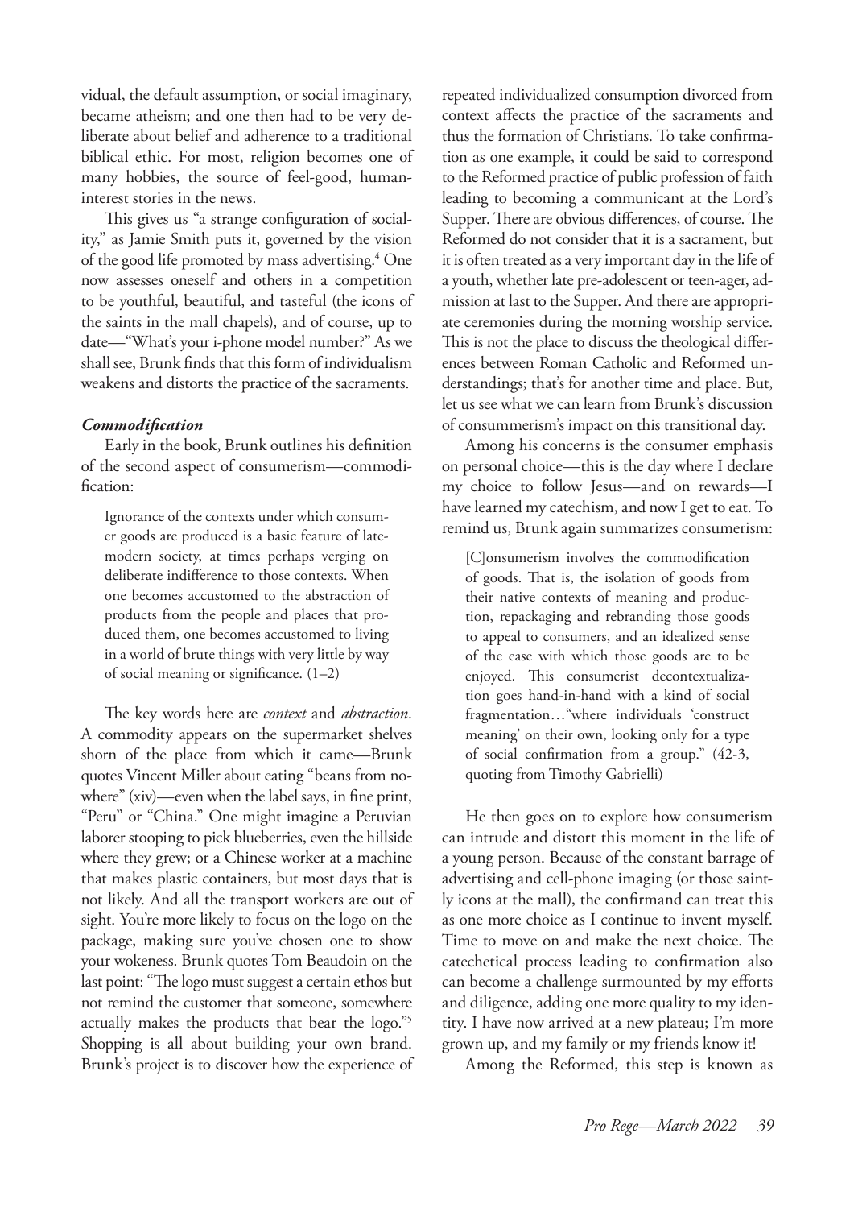vidual, the default assumption, or social imaginary, became atheism; and one then had to be very deliberate about belief and adherence to a traditional biblical ethic. For most, religion becomes one of many hobbies, the source of feel-good, human-interest stories in the news.

This gives us "a strange configuration of sociality," as Jamie Smith puts it, governed by the vision of the good life promoted by mass advertising.[4] One now assesses oneself and others in a competition to be youthful, beautiful, and tasteful (the icons of the saints in the mall chapels), and of course, up to date—"What's your i-phone model number?" As we shall see, Brunk finds that this form of individualism weakens and distorts the practice of the sacraments.

### *Commodification*

Early in the book, Brunk outlines his definition of the second aspect of consumerism—commodification:

> Ignorance of the contexts under which consumer goods are produced is a basic feature of late-modern society, at times perhaps verging on deliberate indifference to those contexts. When one becomes accustomed to the abstraction of products from the people and places that produced them, one becomes accustomed to living in a world of brute things with very little by way of social meaning or significance. (1–2)

The key words here are *context* and *abstraction*. A commodity appears on the supermarket shelves shorn of the place from which it came—Brunk quotes Vincent Miller about eating "beans from nowhere" (xiv)—even when the label says, in fine print, "Peru" or "China." One might imagine a Peruvian laborer stooping to pick blueberries, even the hillside where they grew; or a Chinese worker at a machine that makes plastic containers, but most days that is not likely. And all the transport workers are out of sight. You're more likely to focus on the logo on the package, making sure you've chosen one to show your wokeness. Brunk quotes Tom Beaudoin on the last point: "The logo must suggest a certain ethos but not remind the customer that someone, somewhere actually makes the products that bear the logo."[5] Shopping is all about building your own brand. Brunk's project is to discover how the experience of repeated individualized consumption divorced from context affects the practice of the sacraments and thus the formation of Christians. To take confirmation as one example, it could be said to correspond to the Reformed practice of public profession of faith leading to becoming a communicant at the Lord's Supper. There are obvious differences, of course. The Reformed do not consider that it is a sacrament, but it is often treated as a very important day in the life of a youth, whether late pre-adolescent or teen-ager, admission at last to the Supper. And there are appropriate ceremonies during the morning worship service. This is not the place to discuss the theological differences between Roman Catholic and Reformed understandings; that's for another time and place. But, let us see what we can learn from Brunk's discussion of consummerism's impact on this transitional day.

Among his concerns is the consumer emphasis on personal choice—this is the day where I declare my choice to follow Jesus—and on rewards—I have learned my catechism, and now I get to eat. To remind us, Brunk again summarizes consumerism:

> [C]onsumerism involves the commodification of goods. That is, the isolation of goods from their native contexts of meaning and production, repackaging and rebranding those goods to appeal to consumers, and an idealized sense of the ease with which those goods are to be enjoyed. This consumerist decontextualization goes hand-in-hand with a kind of social fragmentation…"where individuals 'construct meaning' on their own, looking only for a type of social confirmation from a group." (42-3, quoting from Timothy Gabrielli)

He then goes on to explore how consumerism can intrude and distort this moment in the life of a young person. Because of the constant barrage of advertising and cell-phone imaging (or those saintly icons at the mall), the confirmand can treat this as one more choice as I continue to invent myself. Time to move on and make the next choice. The catechetical process leading to confirmation also can become a challenge surmounted by my efforts and diligence, adding one more quality to my identity. I have now arrived at a new plateau; I'm more grown up, and my family or my friends know it!

Among the Reformed, this step is known as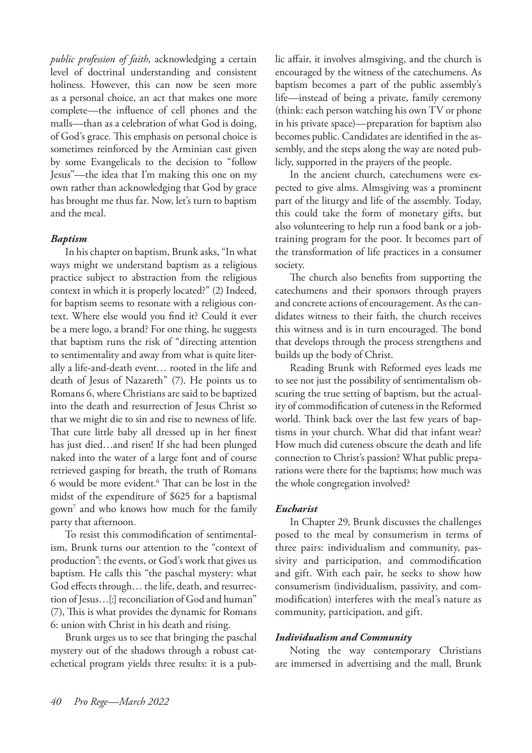*public profession of faith*, acknowledging a certain level of doctrinal understanding and consistent holiness. However, this can now be seen more as a personal choice, an act that makes one more complete—the influence of cell phones and the malls—than as a celebration of what God is doing, of God's grace. This emphasis on personal choice is sometimes reinforced by the Arminian cast given by some Evangelicals to the decision to "follow Jesus"—the idea that I'm making this one on my own rather than acknowledging that God by grace has brought me thus far. Now, let's turn to baptism and the meal.

### *Baptism*

In his chapter on baptism, Brunk asks, "In what ways might we understand baptism as a religious practice subject to abstraction from the religious context in which it is properly located?" (2) Indeed, for baptism seems to resonate with a religious context. Where else would you find it? Could it ever be a mere logo, a brand? For one thing, he suggests that baptism runs the risk of "directing attention to sentimentality and away from what is quite literally a life-and-death event… rooted in the life and death of Jesus of Nazareth" (7). He points us to Romans 6, where Christians are said to be baptized into the death and resurrection of Jesus Christ so that we might die to sin and rise to newness of life. That cute little baby all dressed up in her finest has just died…and risen! If she had been plunged naked into the water of a large font and of course retrieved gasping for breath, the truth of Romans 6 would be more evident.[6] That can be lost in the midst of the expenditure of $625 for a baptismal gown[7] and who knows how much for the family party that afternoon.

To resist this commodification of sentimentalism, Brunk turns our attention to the "context of production": the events, or God's work that gives us baptism. He calls this "the paschal mystery: what God effects through… the life, death, and resurrection of Jesus…[:] reconciliation of God and human" (7), This is what provides the dynamic for Romans 6: union with Christ in his death and rising.

Brunk urges us to see that bringing the paschal mystery out of the shadows through a robust catechetical program yields three results: it is a public affair, it involves almsgiving, and the church is encouraged by the witness of the catechumens. As baptism becomes a part of the public assembly's life—instead of being a private, family ceremony (think: each person watching his own TV or phone in his private space)—preparation for baptism also becomes public. Candidates are identified in the assembly, and the steps along the way are noted publicly, supported in the prayers of the people.

In the ancient church, catechumens were expected to give alms. Almsgiving was a prominent part of the liturgy and life of the assembly. Today, this could take the form of monetary gifts, but also volunteering to help run a food bank or a job-training program for the poor. It becomes part of the transformation of life practices in a consumer society.

The church also benefits from supporting the catechumens and their sponsors through prayers and concrete actions of encouragement. As the candidates witness to their faith, the church receives this witness and is in turn encouraged. The bond that develops through the process strengthens and builds up the body of Christ.

Reading Brunk with Reformed eyes leads me to see not just the possibility of sentimentalism obscuring the true setting of baptism, but the actuality of commodification of cuteness in the Reformed world. Think back over the last few years of baptisms in your church. What did that infant wear? How much did cuteness obscure the death and life connection to Christ's passion? What public preparations were there for the baptisms; how much was the whole congregation involved?

### *Eucharist*

In Chapter 29, Brunk discusses the challenges posed to the meal by consumerism in terms of three pairs: individualism and community, passivity and participation, and commodification and gift. With each pair, he seeks to show how consumerism (individualism, passivity, and commodification) interferes with the meal's nature as community, participation, and gift.

### *Individualism and Community*

Noting the way contemporary Christians are immersed in advertising and the mall, Brunk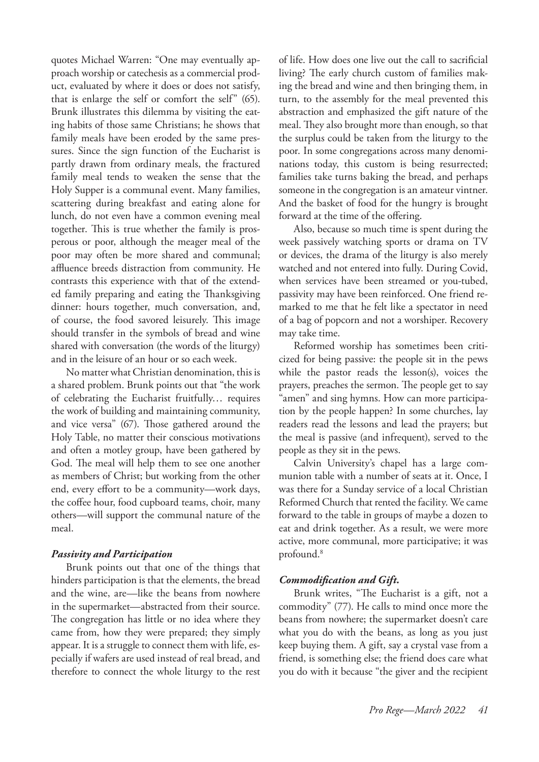quotes Michael Warren: "One may eventually approach worship or catechesis as a commercial product, evaluated by where it does or does not satisfy, that is enlarge the self or comfort the self" (65). Brunk illustrates this dilemma by visiting the eating habits of those same Christians; he shows that family meals have been eroded by the same pressures. Since the sign function of the Eucharist is partly drawn from ordinary meals, the fractured family meal tends to weaken the sense that the Holy Supper is a communal event. Many families, scattering during breakfast and eating alone for lunch, do not even have a common evening meal together. This is true whether the family is prosperous or poor, although the meager meal of the poor may often be more shared and communal; affluence breeds distraction from community. He contrasts this experience with that of the extended family preparing and eating the Thanksgiving dinner: hours together, much conversation, and, of course, the food savored leisurely. This image should transfer in the symbols of bread and wine shared with conversation (the words of the liturgy) and in the leisure of an hour or so each week.

No matter what Christian denomination, this is a shared problem. Brunk points out that "the work of celebrating the Eucharist fruitfully… requires the work of building and maintaining community, and vice versa" (67). Those gathered around the Holy Table, no matter their conscious motivations and often a motley group, have been gathered by God. The meal will help them to see one another as members of Christ; but working from the other end, every effort to be a community—work days, the coffee hour, food cupboard teams, choir, many others—will support the communal nature of the meal.

### *Passivity and Participation*

Brunk points out that one of the things that hinders participation is that the elements, the bread and the wine, are—like the beans from nowhere in the supermarket—abstracted from their source. The congregation has little or no idea where they came from, how they were prepared; they simply appear. It is a struggle to connect them with life, especially if wafers are used instead of real bread, and therefore to connect the whole liturgy to the rest of life. How does one live out the call to sacrificial living? The early church custom of families making the bread and wine and then bringing them, in turn, to the assembly for the meal prevented this abstraction and emphasized the gift nature of the meal. They also brought more than enough, so that the surplus could be taken from the liturgy to the poor. In some congregations across many denominations today, this custom is being resurrected; families take turns baking the bread, and perhaps someone in the congregation is an amateur vintner. And the basket of food for the hungry is brought forward at the time of the offering.

Also, because so much time is spent during the week passively watching sports or drama on TV or devices, the drama of the liturgy is also merely watched and not entered into fully. During Covid, when services have been streamed or you-tubed, passivity may have been reinforced. One friend remarked to me that he felt like a spectator in need of a bag of popcorn and not a worshiper. Recovery may take time.

Reformed worship has sometimes been criticized for being passive: the people sit in the pews while the pastor reads the lesson(s), voices the prayers, preaches the sermon. The people get to say "amen" and sing hymns. How can more participation by the people happen? In some churches, lay readers read the lessons and lead the prayers; but the meal is passive (and infrequent), served to the people as they sit in the pews.

Calvin University's chapel has a large communion table with a number of seats at it. Once, I was there for a Sunday service of a local Christian Reformed Church that rented the facility. We came forward to the table in groups of maybe a dozen to eat and drink together. As a result, we were more active, more communal, more participative; it was profound.[8]

### *Commodification and Gift.*

Brunk writes, "The Eucharist is a gift, not a commodity" (77). He calls to mind once more the beans from nowhere; the supermarket doesn't care what you do with the beans, as long as you just keep buying them. A gift, say a crystal vase from a friend, is something else; the friend does care what you do with it because "the giver and the recipient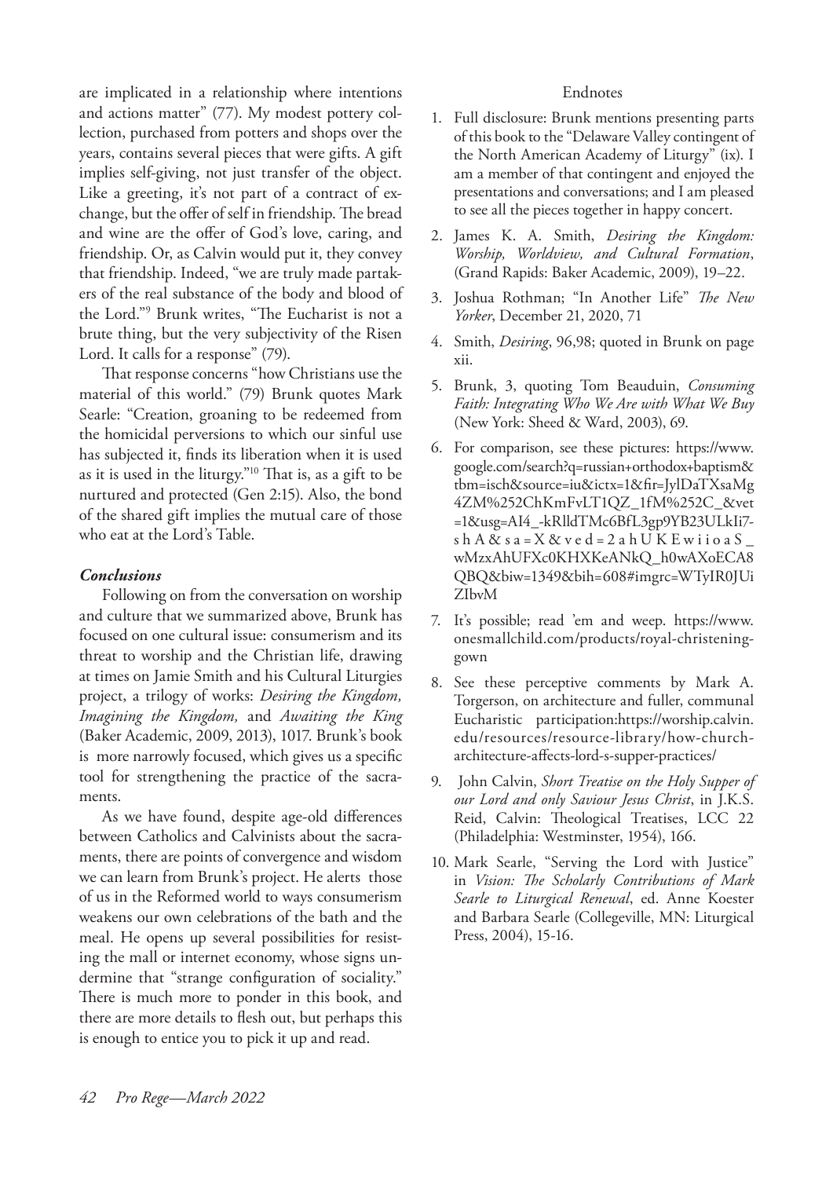are implicated in a relationship where intentions and actions matter" (77). My modest pottery collection, purchased from potters and shops over the years, contains several pieces that were gifts. A gift implies self-giving, not just transfer of the object. Like a greeting, it's not part of a contract of exchange, but the offer of self in friendship. The bread and wine are the offer of God's love, caring, and friendship. Or, as Calvin would put it, they convey that friendship. Indeed, "we are truly made partakers of the real substance of the body and blood of the Lord."[9] Brunk writes, "The Eucharist is not a brute thing, but the very subjectivity of the Risen Lord. It calls for a response" (79).

That response concerns "how Christians use the material of this world." (79) Brunk quotes Mark Searle: "Creation, groaning to be redeemed from the homicidal perversions to which our sinful use has subjected it, finds its liberation when it is used as it is used in the liturgy."[10] That is, as a gift to be nurtured and protected (Gen 2:15). Also, the bond of the shared gift implies the mutual care of those who eat at the Lord's Table.

### *Conclusions*

Following on from the conversation on worship and culture that we summarized above, Brunk has focused on one cultural issue: consumerism and its threat to worship and the Christian life, drawing at times on Jamie Smith and his Cultural Liturgies project, a trilogy of works: *Desiring the Kingdom, Imagining the Kingdom,* and *Awaiting the King* (Baker Academic, 2009, 2013), 1017. Brunk's book is more narrowly focused, which gives us a specific tool for strengthening the practice of the sacraments.

As we have found, despite age-old differences between Catholics and Calvinists about the sacraments, there are points of convergence and wisdom we can learn from Brunk's project. He alerts those of us in the Reformed world to ways consumerism weakens our own celebrations of the bath and the meal. He opens up several possibilities for resisting the mall or internet economy, whose signs undermine that "strange configuration of sociality." There is much more to ponder in this book, and there are more details to flesh out, but perhaps this is enough to entice you to pick it up and read.

## Endnotes

1. Full disclosure: Brunk mentions presenting parts of this book to the "Delaware Valley contingent of the North American Academy of Liturgy" (ix). I am a member of that contingent and enjoyed the presentations and conversations; and I am pleased to see all the pieces together in happy concert.
2. James K. A. Smith, *Desiring the Kingdom: Worship, Worldview, and Cultural Formation*, (Grand Rapids: Baker Academic, 2009), 19–22.
3. Joshua Rothman; "In Another Life" *The New Yorker*, December 21, 2020, 71
4. Smith, *Desiring*, 96,98; quoted in Brunk on page xii.
5. Brunk, 3, quoting Tom Beauduin, *Consuming Faith: Integrating Who We Are with What We Buy* (New York: Sheed & Ward, 2003), 69.
6. For comparison, see these pictures: https://www.google.com/search?q=russian+orthodox+baptism&tbm=isch&source=iu&ictx=1&fir=JylDaTXsaMg4ZM%252ChKmFvLT1QZ_1fM%252C_&vet=1&usg=AI4_-kRlldTMc6BfL3gp9YB23ULkIi7-shA&sa=X&ved=2ahUKEwiioaS_wMzxAhUFXc0KHXKeANkQ_h0wAXoECA8QBQ&biw=1349&bih=608#imgrc=WTyIR0JUiZIbvM
7. It's possible; read 'em and weep. https://www.onesmallchild.com/products/royal-christening-gown
8. See these perceptive comments by Mark A. Torgerson, on architecture and fuller, communal Eucharistic participation:https://worship.calvin.edu/resources/resource-library/how-church-architecture-affects-lord-s-supper-practices/
9. John Calvin, *Short Treatise on the Holy Supper of our Lord and only Saviour Jesus Christ*, in J.K.S. Reid, Calvin: Theological Treatises, LCC 22 (Philadelphia: Westminster, 1954), 166.
10. Mark Searle, "Serving the Lord with Justice" in *Vision: The Scholarly Contributions of Mark Searle to Liturgical Renewal*, ed. Anne Koester and Barbara Searle (Collegeville, MN: Liturgical Press, 2004), 15-16.